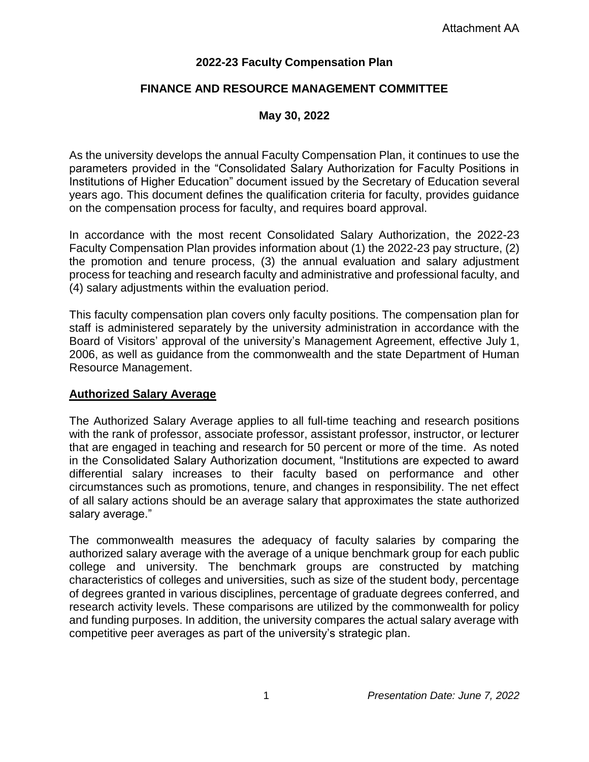Attachment AA

# 2022-23 Faculty Compensation Plan

## FINANCE AND RESOURCE MANAGEMENT COMMITTEE

### May 30, 2022

As the university develops the annual Faculty Compensation Plan, it continues to use the parameters provided in the "Consolidated Salary Authorization for Faculty Positions in Institutions of Higher Education" document issued by the Secretary of Education several years ago. This document defines the qualification criteria for faculty, provides guidance on the compensation process for faculty, and requires board approval.

In accordance with the most recent Consolidated Salary Authorization, the 2022-23 Faculty Compensation Plan provides information about (1) the 2022-23 pay structure, (2) the promotion and tenure process, (3) the annual evaluation and salary adjustment process for teaching and research faculty and administrative and professional faculty, and (4) salary adjustments within the evaluation period.

This faculty compensation plan covers only faculty positions. The compensation plan for staff is administered separately by the university administration in accordance with the Board of Visitors' approval of the university's Management Agreement, effective July 1, 2006, as well as guidance from the commonwealth and the state Department of Human Resource Management.

## Authorized Salary Average

The Authorized Salary Average applies to all full-time teaching and research positions with the rank of professor, associate professor, assistant professor, instructor, or lecturer that are engaged in teaching and research for 50 percent or more of the time. As noted in the Consolidated Salary Authorization document, "Institutions are expected to award differential salary increases to their faculty based on performance and other circumstances such as promotions, tenure, and changes in responsibility. The net effect of all salary actions should be an average salary that approximates the state authorized salary average."

The commonwealth measures the adequacy of faculty salaries by comparing the authorized salary average with the average of a unique benchmark group for each public college and university. The benchmark groups are constructed by matching characteristics of colleges and universities, such as size of the student body, percentage of degrees granted in various disciplines, percentage of graduate degrees conferred, and research activity levels. These comparisons are utilized by the commonwealth for policy and funding purposes. In addition, the university compares the actual salary average with competitive peer averages as part of the university's strategic plan.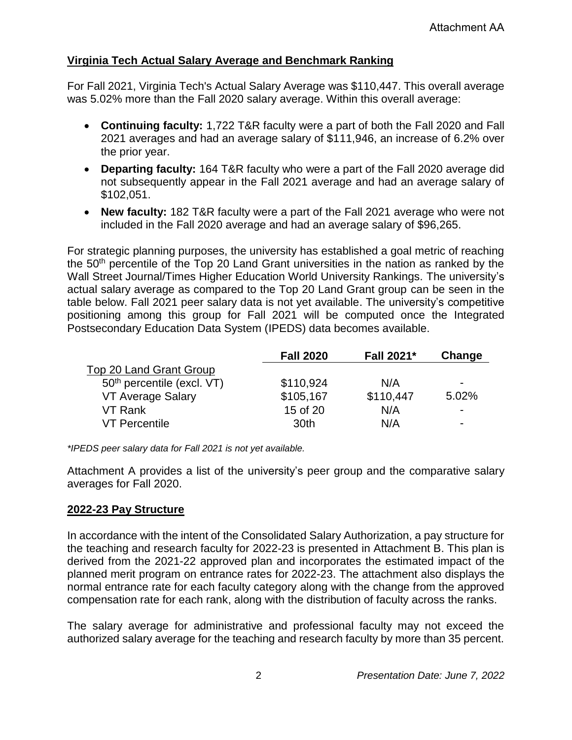Attachment AA

## Virginia Tech Actual Salary Average and Benchmark Ranking

For Fall 2021, Virginia Tech's Actual Salary Average was $110,447. This overall average was 5.02% more than the Fall 2020 salary average. Within this overall average:

- **Continuing faculty:** 1,722 T&R faculty were a part of both the Fall 2020 and Fall 2021 averages and had an average salary of $111,946, an increase of 6.2% over the prior year.
- **Departing faculty:** 164 T&R faculty who were a part of the Fall 2020 average did not subsequently appear in the Fall 2021 average and had an average salary of $102,051.
- **New faculty:** 182 T&R faculty were a part of the Fall 2021 average who were not included in the Fall 2020 average and had an average salary of $96,265.

For strategic planning purposes, the university has established a goal metric of reaching the 50th percentile of the Top 20 Land Grant universities in the nation as ranked by the Wall Street Journal/Times Higher Education World University Rankings. The university's actual salary average as compared to the Top 20 Land Grant group can be seen in the table below. Fall 2021 peer salary data is not yet available. The university's competitive positioning among this group for Fall 2021 will be computed once the Integrated Postsecondary Education Data System (IPEDS) data becomes available.

| | Fall 2020 | Fall 2021* | Change |
|---|---|---|---|
| Top 20 Land Grant Group | | | |
| 50th percentile (excl. VT) | $110,924 | N/A | - |
| VT Average Salary | $105,167 | $110,447 | 5.02% |
| VT Rank | 15 of 20 | N/A | - |
| VT Percentile | 30th | N/A | - |

*\*IPEDS peer salary data for Fall 2021 is not yet available.*

Attachment A provides a list of the university's peer group and the comparative salary averages for Fall 2020.

## 2022-23 Pay Structure

In accordance with the intent of the Consolidated Salary Authorization, a pay structure for the teaching and research faculty for 2022-23 is presented in Attachment B. This plan is derived from the 2021-22 approved plan and incorporates the estimated impact of the planned merit program on entrance rates for 2022-23. The attachment also displays the normal entrance rate for each faculty category along with the change from the approved compensation rate for each rank, along with the distribution of faculty across the ranks.

The salary average for administrative and professional faculty may not exceed the authorized salary average for the teaching and research faculty by more than 35 percent.

*Presentation Date: June 7, 2022*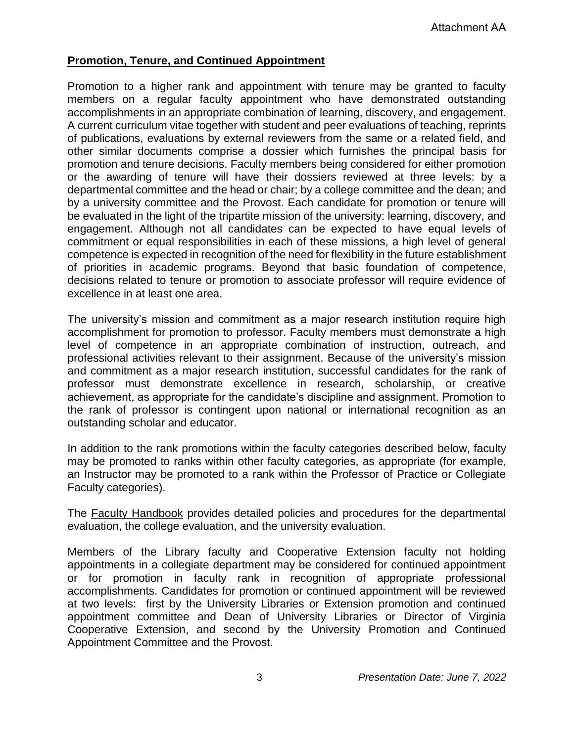## Promotion, Tenure, and Continued Appointment

Promotion to a higher rank and appointment with tenure may be granted to faculty members on a regular faculty appointment who have demonstrated outstanding accomplishments in an appropriate combination of learning, discovery, and engagement. A current curriculum vitae together with student and peer evaluations of teaching, reprints of publications, evaluations by external reviewers from the same or a related field, and other similar documents comprise a dossier which furnishes the principal basis for promotion and tenure decisions. Faculty members being considered for either promotion or the awarding of tenure will have their dossiers reviewed at three levels: by a departmental committee and the head or chair; by a college committee and the dean; and by a university committee and the Provost. Each candidate for promotion or tenure will be evaluated in the light of the tripartite mission of the university: learning, discovery, and engagement. Although not all candidates can be expected to have equal levels of commitment or equal responsibilities in each of these missions, a high level of general competence is expected in recognition of the need for flexibility in the future establishment of priorities in academic programs. Beyond that basic foundation of competence, decisions related to tenure or promotion to associate professor will require evidence of excellence in at least one area.

The university's mission and commitment as a major research institution require high accomplishment for promotion to professor. Faculty members must demonstrate a high level of competence in an appropriate combination of instruction, outreach, and professional activities relevant to their assignment. Because of the university's mission and commitment as a major research institution, successful candidates for the rank of professor must demonstrate excellence in research, scholarship, or creative achievement, as appropriate for the candidate's discipline and assignment. Promotion to the rank of professor is contingent upon national or international recognition as an outstanding scholar and educator.

In addition to the rank promotions within the faculty categories described below, faculty may be promoted to ranks within other faculty categories, as appropriate (for example, an Instructor may be promoted to a rank within the Professor of Practice or Collegiate Faculty categories).

The Faculty Handbook provides detailed policies and procedures for the departmental evaluation, the college evaluation, and the university evaluation.

Members of the Library faculty and Cooperative Extension faculty not holding appointments in a collegiate department may be considered for continued appointment or for promotion in faculty rank in recognition of appropriate professional accomplishments. Candidates for promotion or continued appointment will be reviewed at two levels: first by the University Libraries or Extension promotion and continued appointment committee and Dean of University Libraries or Director of Virginia Cooperative Extension, and second by the University Promotion and Continued Appointment Committee and the Provost.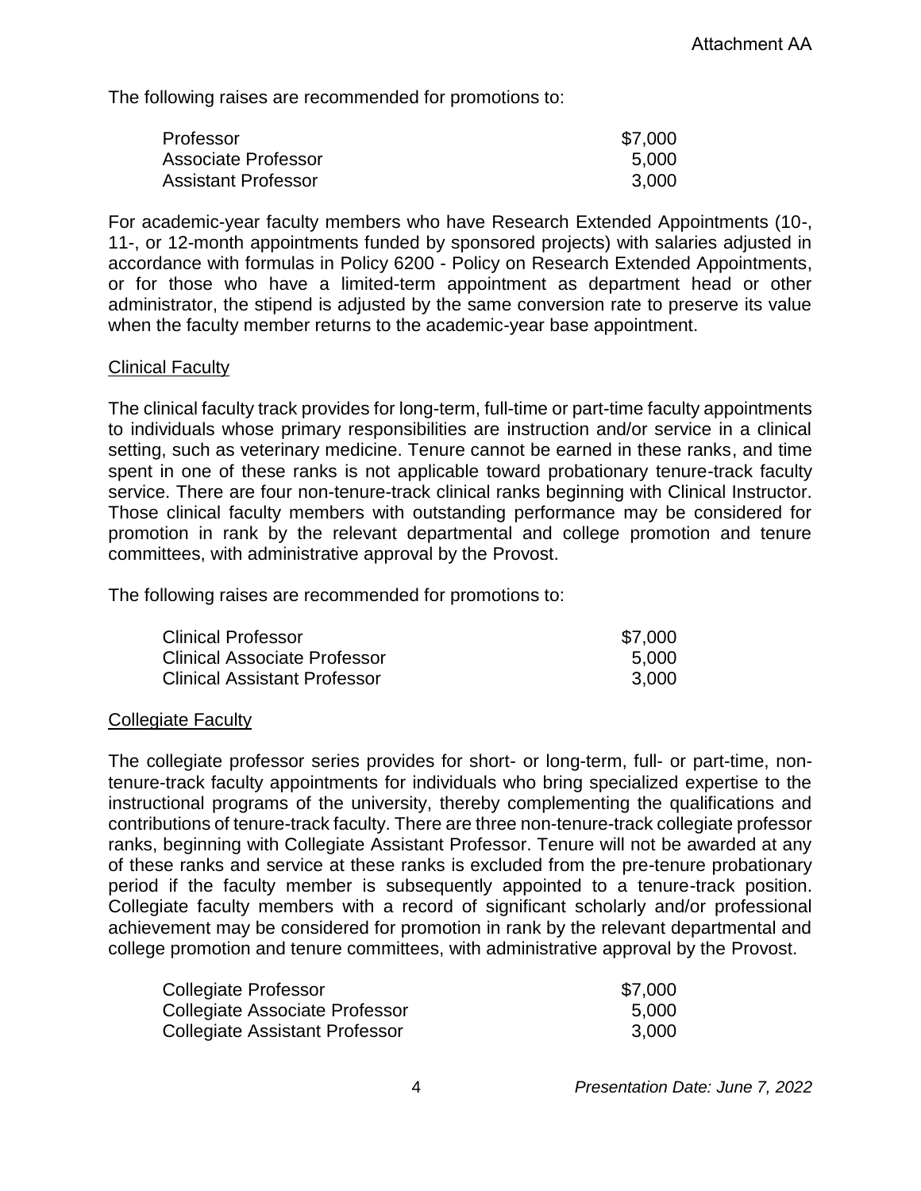The following raises are recommended for promotions to:

| Rank | Raise |
|---|---|
| Professor | $7,000 |
| Associate Professor | 5,000 |
| Assistant Professor | 3,000 |

For academic-year faculty members who have Research Extended Appointments (10-, 11-, or 12-month appointments funded by sponsored projects) with salaries adjusted in accordance with formulas in Policy 6200 - Policy on Research Extended Appointments, or for those who have a limited-term appointment as department head or other administrator, the stipend is adjusted by the same conversion rate to preserve its value when the faculty member returns to the academic-year base appointment.

## Clinical Faculty

The clinical faculty track provides for long-term, full-time or part-time faculty appointments to individuals whose primary responsibilities are instruction and/or service in a clinical setting, such as veterinary medicine. Tenure cannot be earned in these ranks, and time spent in one of these ranks is not applicable toward probationary tenure-track faculty service. There are four non-tenure-track clinical ranks beginning with Clinical Instructor. Those clinical faculty members with outstanding performance may be considered for promotion in rank by the relevant departmental and college promotion and tenure committees, with administrative approval by the Provost.

The following raises are recommended for promotions to:

| Rank | Raise |
|---|---|
| Clinical Professor | $7,000 |
| Clinical Associate Professor | 5,000 |
| Clinical Assistant Professor | 3,000 |

## Collegiate Faculty

The collegiate professor series provides for short- or long-term, full- or part-time, non-tenure-track faculty appointments for individuals who bring specialized expertise to the instructional programs of the university, thereby complementing the qualifications and contributions of tenure-track faculty. There are three non-tenure-track collegiate professor ranks, beginning with Collegiate Assistant Professor. Tenure will not be awarded at any of these ranks and service at these ranks is excluded from the pre-tenure probationary period if the faculty member is subsequently appointed to a tenure-track position. Collegiate faculty members with a record of significant scholarly and/or professional achievement may be considered for promotion in rank by the relevant departmental and college promotion and tenure committees, with administrative approval by the Provost.

| Rank | Raise |
|---|---|
| Collegiate Professor | $7,000 |
| Collegiate Associate Professor | 5,000 |
| Collegiate Assistant Professor | 3,000 |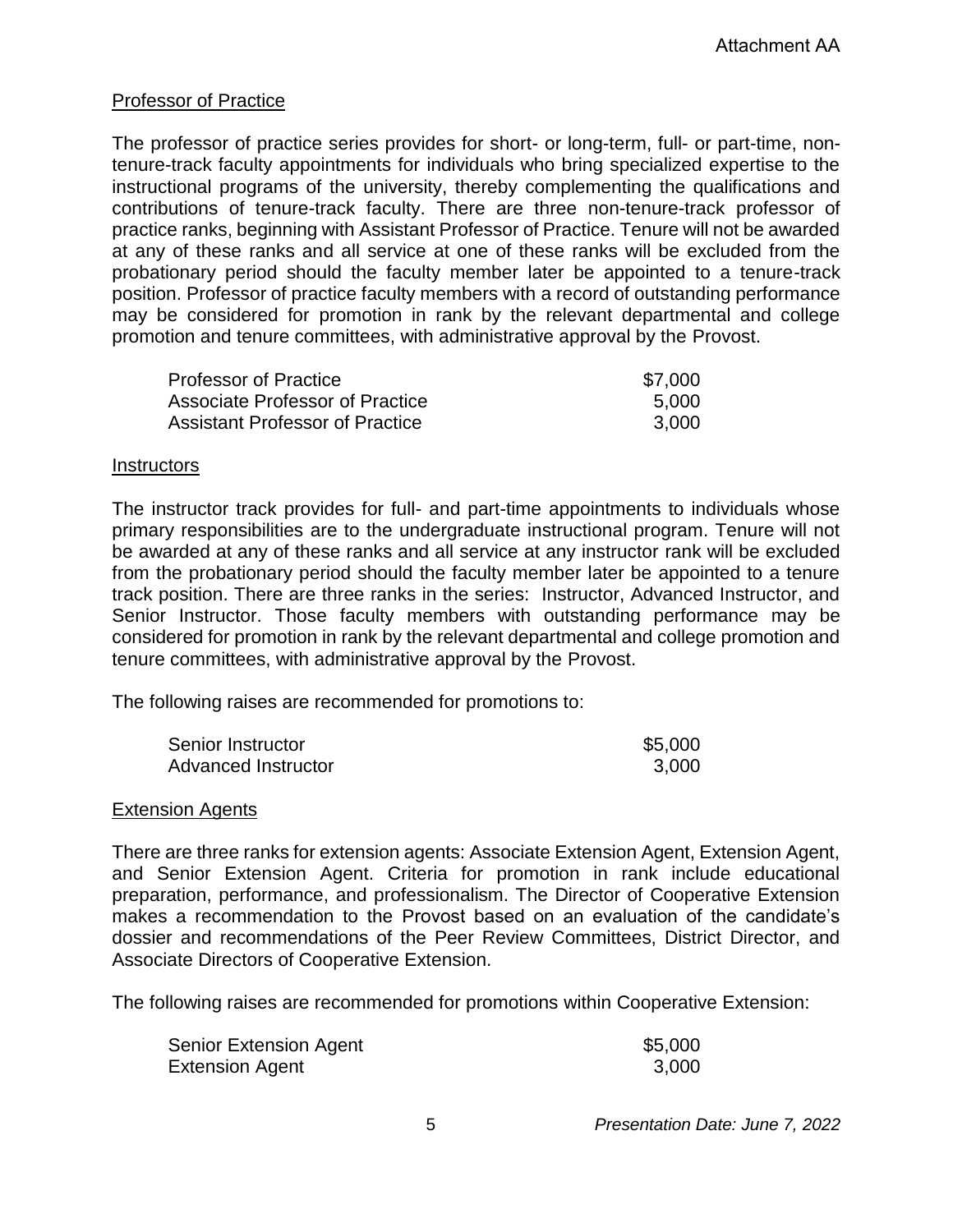Attachment AA

## Professor of Practice

The professor of practice series provides for short- or long-term, full- or part-time, non-tenure-track faculty appointments for individuals who bring specialized expertise to the instructional programs of the university, thereby complementing the qualifications and contributions of tenure-track faculty. There are three non-tenure-track professor of practice ranks, beginning with Assistant Professor of Practice. Tenure will not be awarded at any of these ranks and all service at one of these ranks will be excluded from the probationary period should the faculty member later be appointed to a tenure-track position. Professor of practice faculty members with a record of outstanding performance may be considered for promotion in rank by the relevant departmental and college promotion and tenure committees, with administrative approval by the Provost.

| | |
|---|---|
| Professor of Practice | $7,000 |
| Associate Professor of Practice | 5,000 |
| Assistant Professor of Practice | 3,000 |

## Instructors

The instructor track provides for full- and part-time appointments to individuals whose primary responsibilities are to the undergraduate instructional program. Tenure will not be awarded at any of these ranks and all service at any instructor rank will be excluded from the probationary period should the faculty member later be appointed to a tenure track position. There are three ranks in the series: Instructor, Advanced Instructor, and Senior Instructor. Those faculty members with outstanding performance may be considered for promotion in rank by the relevant departmental and college promotion and tenure committees, with administrative approval by the Provost.

The following raises are recommended for promotions to:

| | |
|---|---|
| Senior Instructor | $5,000 |
| Advanced Instructor | 3,000 |

## Extension Agents

There are three ranks for extension agents: Associate Extension Agent, Extension Agent, and Senior Extension Agent. Criteria for promotion in rank include educational preparation, performance, and professionalism. The Director of Cooperative Extension makes a recommendation to the Provost based on an evaluation of the candidate's dossier and recommendations of the Peer Review Committees, District Director, and Associate Directors of Cooperative Extension.

The following raises are recommended for promotions within Cooperative Extension:

| | |
|---|---|
| Senior Extension Agent | $5,000 |
| Extension Agent | 3,000 |

*Presentation Date: June 7, 2022*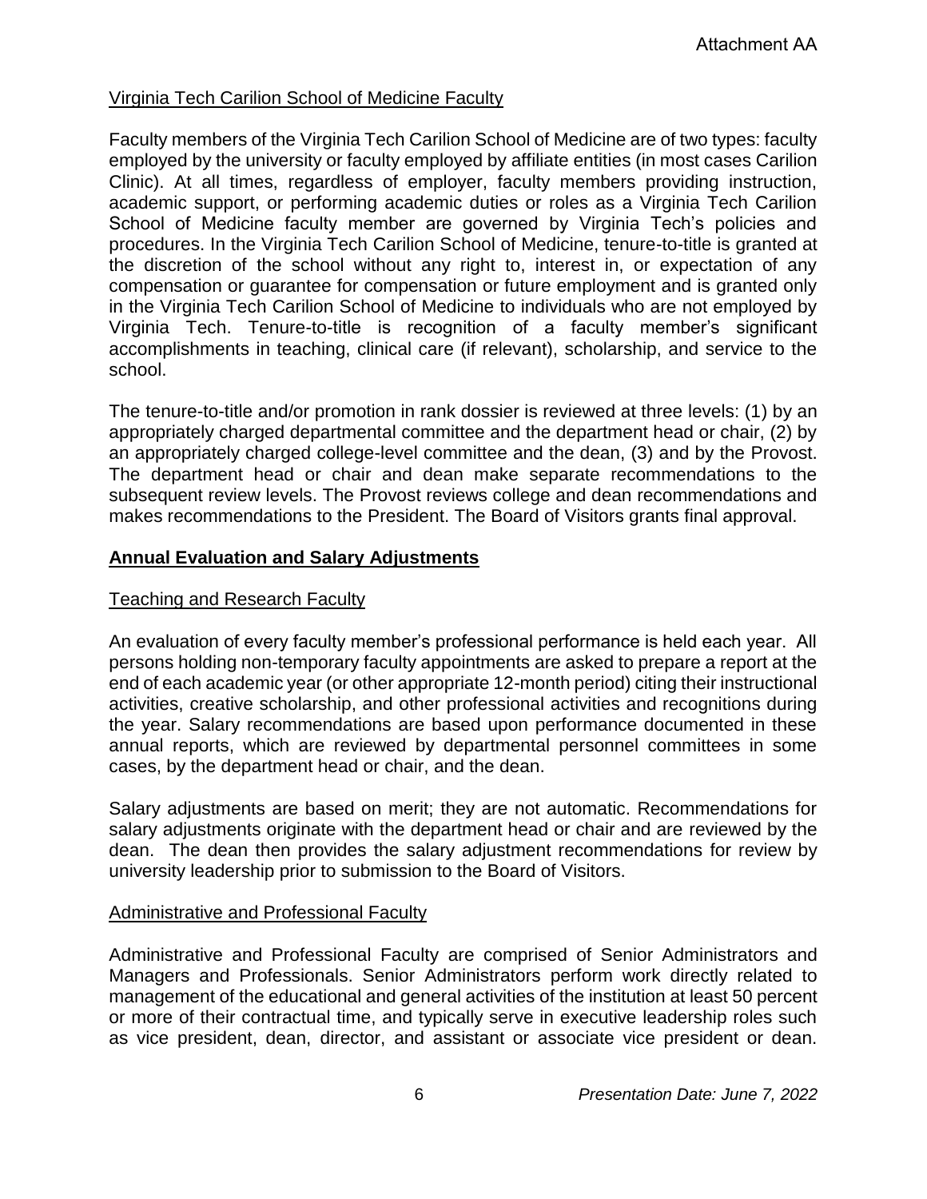Virginia Tech Carilion School of Medicine Faculty

Faculty members of the Virginia Tech Carilion School of Medicine are of two types: faculty employed by the university or faculty employed by affiliate entities (in most cases Carilion Clinic). At all times, regardless of employer, faculty members providing instruction, academic support, or performing academic duties or roles as a Virginia Tech Carilion School of Medicine faculty member are governed by Virginia Tech's policies and procedures. In the Virginia Tech Carilion School of Medicine, tenure-to-title is granted at the discretion of the school without any right to, interest in, or expectation of any compensation or guarantee for compensation or future employment and is granted only in the Virginia Tech Carilion School of Medicine to individuals who are not employed by Virginia Tech. Tenure-to-title is recognition of a faculty member's significant accomplishments in teaching, clinical care (if relevant), scholarship, and service to the school.

The tenure-to-title and/or promotion in rank dossier is reviewed at three levels: (1) by an appropriately charged departmental committee and the department head or chair, (2) by an appropriately charged college-level committee and the dean, (3) and by the Provost. The department head or chair and dean make separate recommendations to the subsequent review levels. The Provost reviews college and dean recommendations and makes recommendations to the President. The Board of Visitors grants final approval.

## Annual Evaluation and Salary Adjustments

### Teaching and Research Faculty

An evaluation of every faculty member's professional performance is held each year. All persons holding non-temporary faculty appointments are asked to prepare a report at the end of each academic year (or other appropriate 12-month period) citing their instructional activities, creative scholarship, and other professional activities and recognitions during the year. Salary recommendations are based upon performance documented in these annual reports, which are reviewed by departmental personnel committees in some cases, by the department head or chair, and the dean.

Salary adjustments are based on merit; they are not automatic. Recommendations for salary adjustments originate with the department head or chair and are reviewed by the dean. The dean then provides the salary adjustment recommendations for review by university leadership prior to submission to the Board of Visitors.

### Administrative and Professional Faculty

Administrative and Professional Faculty are comprised of Senior Administrators and Managers and Professionals. Senior Administrators perform work directly related to management of the educational and general activities of the institution at least 50 percent or more of their contractual time, and typically serve in executive leadership roles such as vice president, dean, director, and assistant or associate vice president or dean.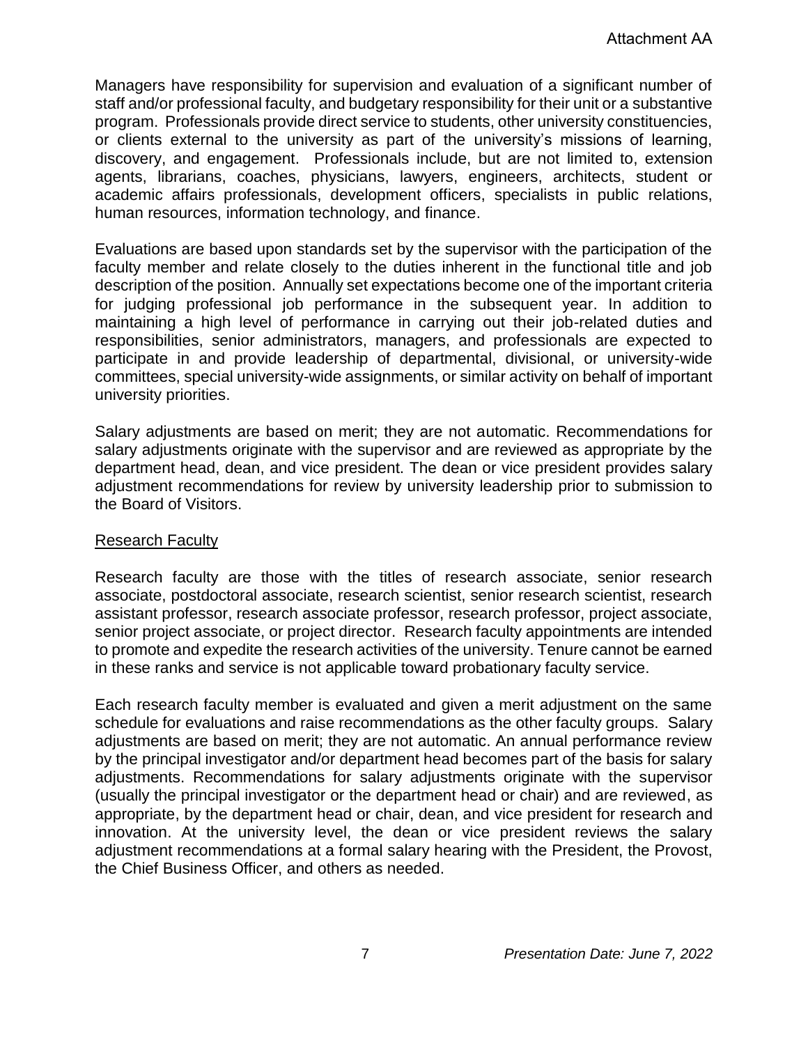Managers have responsibility for supervision and evaluation of a significant number of staff and/or professional faculty, and budgetary responsibility for their unit or a substantive program. Professionals provide direct service to students, other university constituencies, or clients external to the university as part of the university's missions of learning, discovery, and engagement. Professionals include, but are not limited to, extension agents, librarians, coaches, physicians, lawyers, engineers, architects, student or academic affairs professionals, development officers, specialists in public relations, human resources, information technology, and finance.

Evaluations are based upon standards set by the supervisor with the participation of the faculty member and relate closely to the duties inherent in the functional title and job description of the position. Annually set expectations become one of the important criteria for judging professional job performance in the subsequent year. In addition to maintaining a high level of performance in carrying out their job-related duties and responsibilities, senior administrators, managers, and professionals are expected to participate in and provide leadership of departmental, divisional, or university-wide committees, special university-wide assignments, or similar activity on behalf of important university priorities.

Salary adjustments are based on merit; they are not automatic. Recommendations for salary adjustments originate with the supervisor and are reviewed as appropriate by the department head, dean, and vice president. The dean or vice president provides salary adjustment recommendations for review by university leadership prior to submission to the Board of Visitors.

<u>Research Faculty</u>

Research faculty are those with the titles of research associate, senior research associate, postdoctoral associate, research scientist, senior research scientist, research assistant professor, research associate professor, research professor, project associate, senior project associate, or project director. Research faculty appointments are intended to promote and expedite the research activities of the university. Tenure cannot be earned in these ranks and service is not applicable toward probationary faculty service.

Each research faculty member is evaluated and given a merit adjustment on the same schedule for evaluations and raise recommendations as the other faculty groups. Salary adjustments are based on merit; they are not automatic. An annual performance review by the principal investigator and/or department head becomes part of the basis for salary adjustments. Recommendations for salary adjustments originate with the supervisor (usually the principal investigator or the department head or chair) and are reviewed, as appropriate, by the department head or chair, dean, and vice president for research and innovation. At the university level, the dean or vice president reviews the salary adjustment recommendations at a formal salary hearing with the President, the Provost, the Chief Business Officer, and others as needed.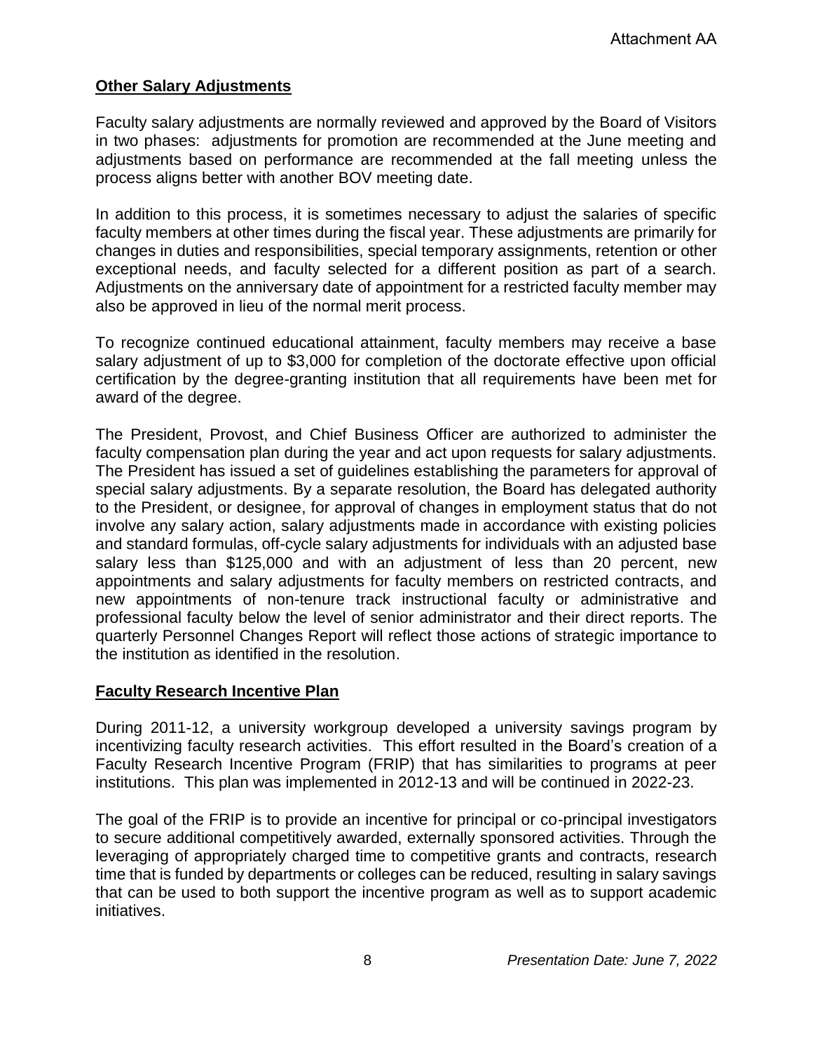## Other Salary Adjustments

Faculty salary adjustments are normally reviewed and approved by the Board of Visitors in two phases: adjustments for promotion are recommended at the June meeting and adjustments based on performance are recommended at the fall meeting unless the process aligns better with another BOV meeting date.

In addition to this process, it is sometimes necessary to adjust the salaries of specific faculty members at other times during the fiscal year. These adjustments are primarily for changes in duties and responsibilities, special temporary assignments, retention or other exceptional needs, and faculty selected for a different position as part of a search. Adjustments on the anniversary date of appointment for a restricted faculty member may also be approved in lieu of the normal merit process.

To recognize continued educational attainment, faculty members may receive a base salary adjustment of up to $3,000 for completion of the doctorate effective upon official certification by the degree-granting institution that all requirements have been met for award of the degree.

The President, Provost, and Chief Business Officer are authorized to administer the faculty compensation plan during the year and act upon requests for salary adjustments. The President has issued a set of guidelines establishing the parameters for approval of special salary adjustments. By a separate resolution, the Board has delegated authority to the President, or designee, for approval of changes in employment status that do not involve any salary action, salary adjustments made in accordance with existing policies and standard formulas, off-cycle salary adjustments for individuals with an adjusted base salary less than $125,000 and with an adjustment of less than 20 percent, new appointments and salary adjustments for faculty members on restricted contracts, and new appointments of non-tenure track instructional faculty or administrative and professional faculty below the level of senior administrator and their direct reports. The quarterly Personnel Changes Report will reflect those actions of strategic importance to the institution as identified in the resolution.

## Faculty Research Incentive Plan

During 2011-12, a university workgroup developed a university savings program by incentivizing faculty research activities. This effort resulted in the Board's creation of a Faculty Research Incentive Program (FRIP) that has similarities to programs at peer institutions. This plan was implemented in 2012-13 and will be continued in 2022-23.

The goal of the FRIP is to provide an incentive for principal or co-principal investigators to secure additional competitively awarded, externally sponsored activities. Through the leveraging of appropriately charged time to competitive grants and contracts, research time that is funded by departments or colleges can be reduced, resulting in salary savings that can be used to both support the incentive program as well as to support academic initiatives.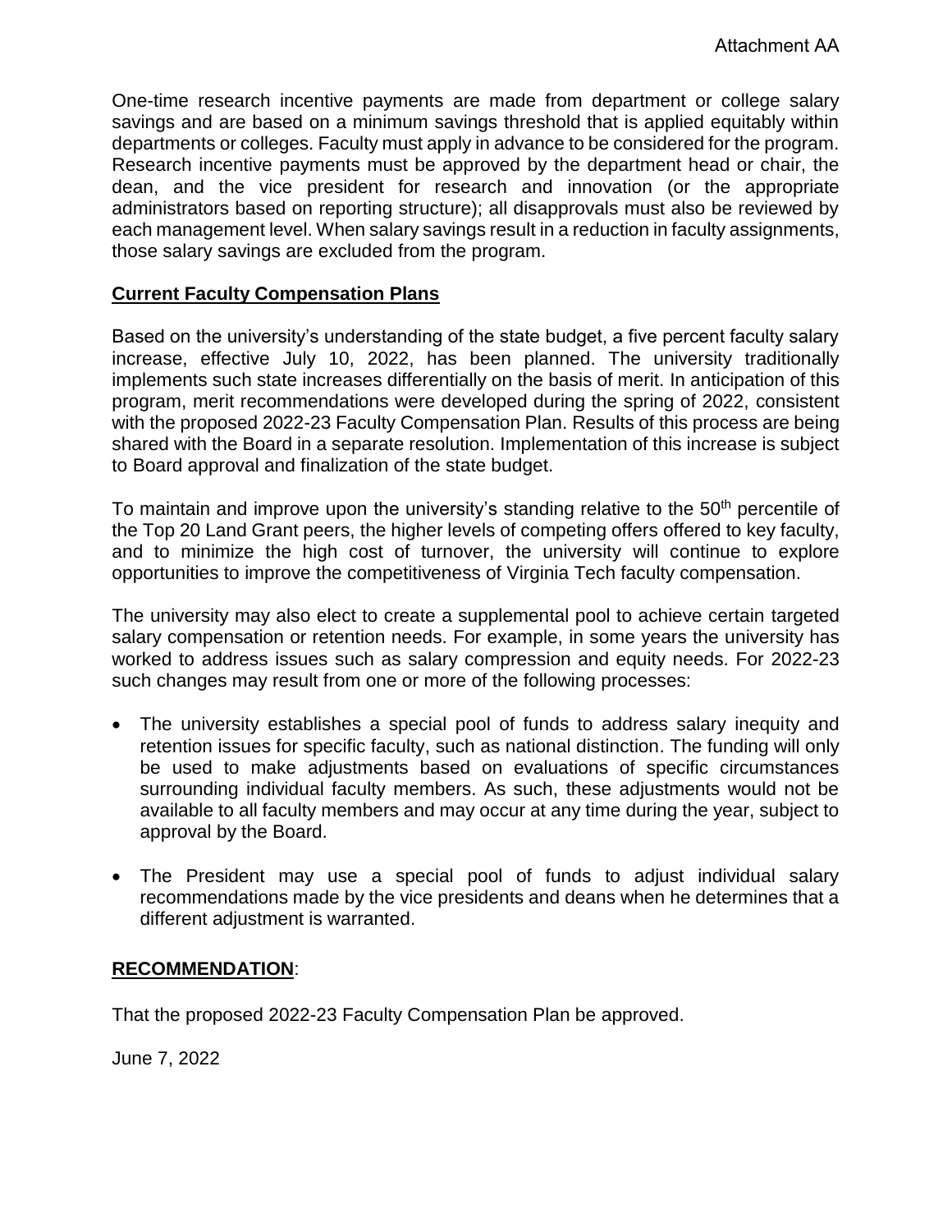Attachment AA

One-time research incentive payments are made from department or college salary savings and are based on a minimum savings threshold that is applied equitably within departments or colleges. Faculty must apply in advance to be considered for the program. Research incentive payments must be approved by the department head or chair, the dean, and the vice president for research and innovation (or the appropriate administrators based on reporting structure); all disapprovals must also be reviewed by each management level. When salary savings result in a reduction in faculty assignments, those salary savings are excluded from the program.

## Current Faculty Compensation Plans

Based on the university's understanding of the state budget, a five percent faculty salary increase, effective July 10, 2022, has been planned. The university traditionally implements such state increases differentially on the basis of merit. In anticipation of this program, merit recommendations were developed during the spring of 2022, consistent with the proposed 2022-23 Faculty Compensation Plan. Results of this process are being shared with the Board in a separate resolution. Implementation of this increase is subject to Board approval and finalization of the state budget.

To maintain and improve upon the university's standing relative to the 50th percentile of the Top 20 Land Grant peers, the higher levels of competing offers offered to key faculty, and to minimize the high cost of turnover, the university will continue to explore opportunities to improve the competitiveness of Virginia Tech faculty compensation.

The university may also elect to create a supplemental pool to achieve certain targeted salary compensation or retention needs. For example, in some years the university has worked to address issues such as salary compression and equity needs. For 2022-23 such changes may result from one or more of the following processes:

- The university establishes a special pool of funds to address salary inequity and retention issues for specific faculty, such as national distinction. The funding will only be used to make adjustments based on evaluations of specific circumstances surrounding individual faculty members. As such, these adjustments would not be available to all faculty members and may occur at any time during the year, subject to approval by the Board.
- The President may use a special pool of funds to adjust individual salary recommendations made by the vice presidents and deans when he determines that a different adjustment is warranted.

## RECOMMENDATION:

That the proposed 2022-23 Faculty Compensation Plan be approved.

June 7, 2022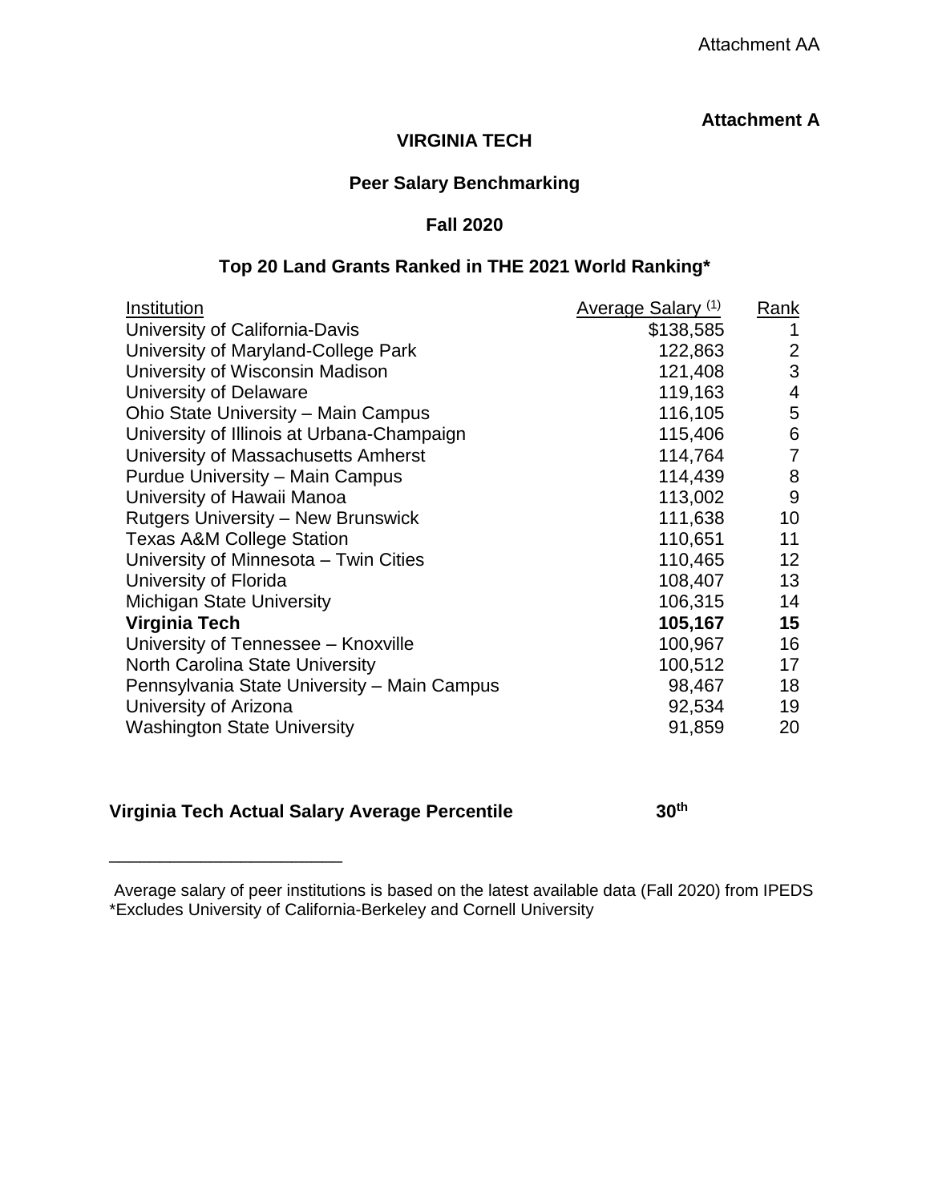Attachment AA

**Attachment A**

# VIRGINIA TECH

## Peer Salary Benchmarking

## Fall 2020

## Top 20 Land Grants Ranked in THE 2021 World Ranking*

| Institution | Average Salary (1) | Rank |
|---|---|---|
| University of California-Davis | $138,585 | 1 |
| University of Maryland-College Park | 122,863 | 2 |
| University of Wisconsin Madison | 121,408 | 3 |
| University of Delaware | 119,163 | 4 |
| Ohio State University – Main Campus | 116,105 | 5 |
| University of Illinois at Urbana-Champaign | 115,406 | 6 |
| University of Massachusetts Amherst | 114,764 | 7 |
| Purdue University – Main Campus | 114,439 | 8 |
| University of Hawaii Manoa | 113,002 | 9 |
| Rutgers University – New Brunswick | 111,638 | 10 |
| Texas A&M College Station | 110,651 | 11 |
| University of Minnesota – Twin Cities | 110,465 | 12 |
| University of Florida | 108,407 | 13 |
| Michigan State University | 106,315 | 14 |
| **Virginia Tech** | **105,167** | **15** |
| University of Tennessee – Knoxville | 100,967 | 16 |
| North Carolina State University | 100,512 | 17 |
| Pennsylvania State University – Main Campus | 98,467 | 18 |
| University of Arizona | 92,534 | 19 |
| Washington State University | 91,859 | 20 |

**Virginia Tech Actual Salary Average Percentile 30th**

---

Average salary of peer institutions is based on the latest available data (Fall 2020) from IPEDS
*Excludes University of California-Berkeley and Cornell University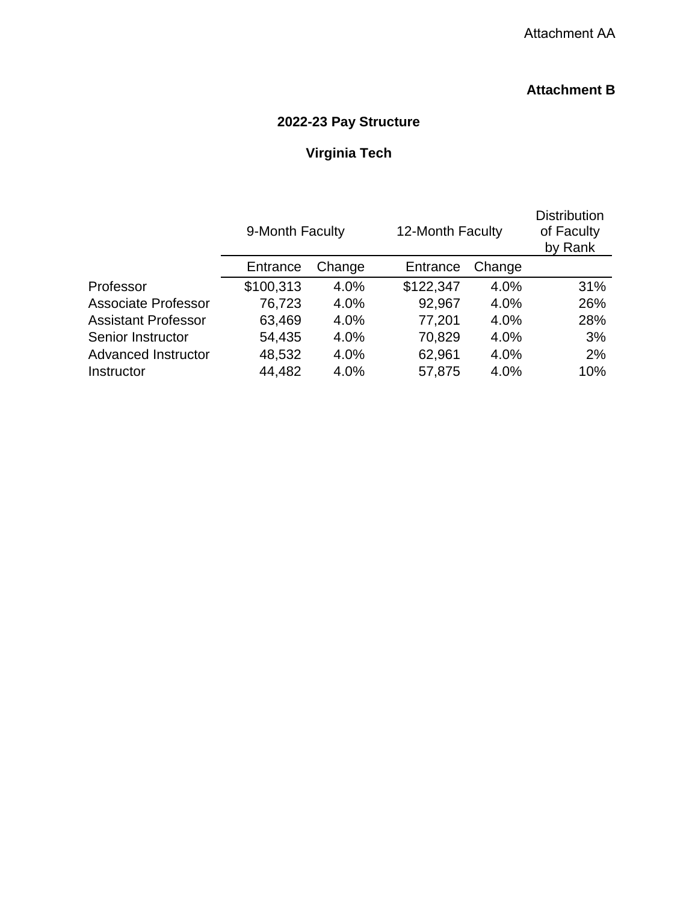Attachment AA

**Attachment B**

## 2022-23 Pay Structure

## Virginia Tech

| | 9-Month Faculty | | 12-Month Faculty | | Distribution of Faculty by Rank |
|---|---|---|---|---|---|
| | Entrance | Change | Entrance | Change | |
| Professor | $100,313 | 4.0% | $122,347 | 4.0% | 31% |
| Associate Professor | 76,723 | 4.0% | 92,967 | 4.0% | 26% |
| Assistant Professor | 63,469 | 4.0% | 77,201 | 4.0% | 28% |
| Senior Instructor | 54,435 | 4.0% | 70,829 | 4.0% | 3% |
| Advanced Instructor | 48,532 | 4.0% | 62,961 | 4.0% | 2% |
| Instructor | 44,482 | 4.0% | 57,875 | 4.0% | 10% |